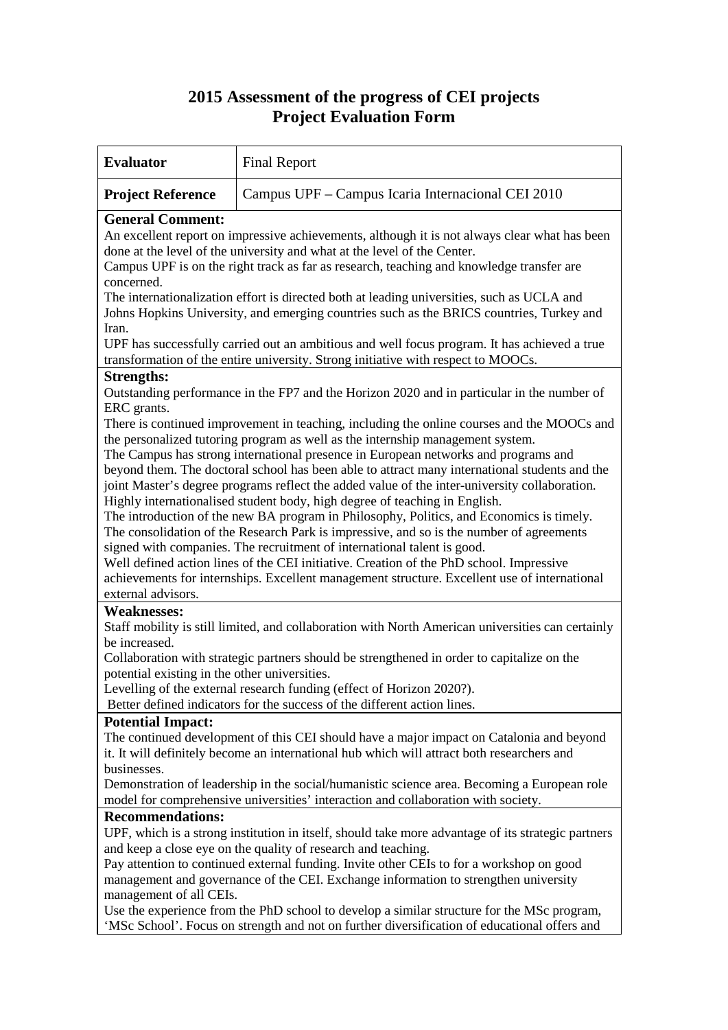# 2015 Assessment of the progress of CEI projects
# Project Evaluation Form

| **Evaluator** | Final Report |
|---|---|
| **Project Reference** | Campus UPF – Campus Icaria Internacional CEI 2010 |

**General Comment:**

An excellent report on impressive achievements, although it is not always clear what has been done at the level of the university and what at the level of the Center.

Campus UPF is on the right track as far as research, teaching and knowledge transfer are concerned.

The internationalization effort is directed both at leading universities, such as UCLA and Johns Hopkins University, and emerging countries such as the BRICS countries, Turkey and Iran.

UPF has successfully carried out an ambitious and well focus program. It has achieved a true transformation of the entire university. Strong initiative with respect to MOOCs.

**Strengths:**

Outstanding performance in the FP7 and the Horizon 2020 and in particular in the number of ERC grants.

There is continued improvement in teaching, including the online courses and the MOOCs and the personalized tutoring program as well as the internship management system.

The Campus has strong international presence in European networks and programs and beyond them. The doctoral school has been able to attract many international students and the joint Master's degree programs reflect the added value of the inter-university collaboration.

Highly internationalised student body, high degree of teaching in English.

The introduction of the new BA program in Philosophy, Politics, and Economics is timely.

The consolidation of the Research Park is impressive, and so is the number of agreements signed with companies. The recruitment of international talent is good.

Well defined action lines of the CEI initiative. Creation of the PhD school. Impressive achievements for internships. Excellent management structure. Excellent use of international external advisors.

**Weaknesses:**

Staff mobility is still limited, and collaboration with North American universities can certainly be increased.

Collaboration with strategic partners should be strengthened in order to capitalize on the potential existing in the other universities.

Levelling of the external research funding (effect of Horizon 2020?).

Better defined indicators for the success of the different action lines.

**Potential Impact:**

The continued development of this CEI should have a major impact on Catalonia and beyond it. It will definitely become an international hub which will attract both researchers and businesses.

Demonstration of leadership in the social/humanistic science area. Becoming a European role model for comprehensive universities' interaction and collaboration with society.

**Recommendations:**

UPF, which is a strong institution in itself, should take more advantage of its strategic partners and keep a close eye on the quality of research and teaching.

Pay attention to continued external funding. Invite other CEIs to for a workshop on good management and governance of the CEI. Exchange information to strengthen university management of all CEIs.

Use the experience from the PhD school to develop a similar structure for the MSc program, 'MSc School'. Focus on strength and not on further diversification of educational offers and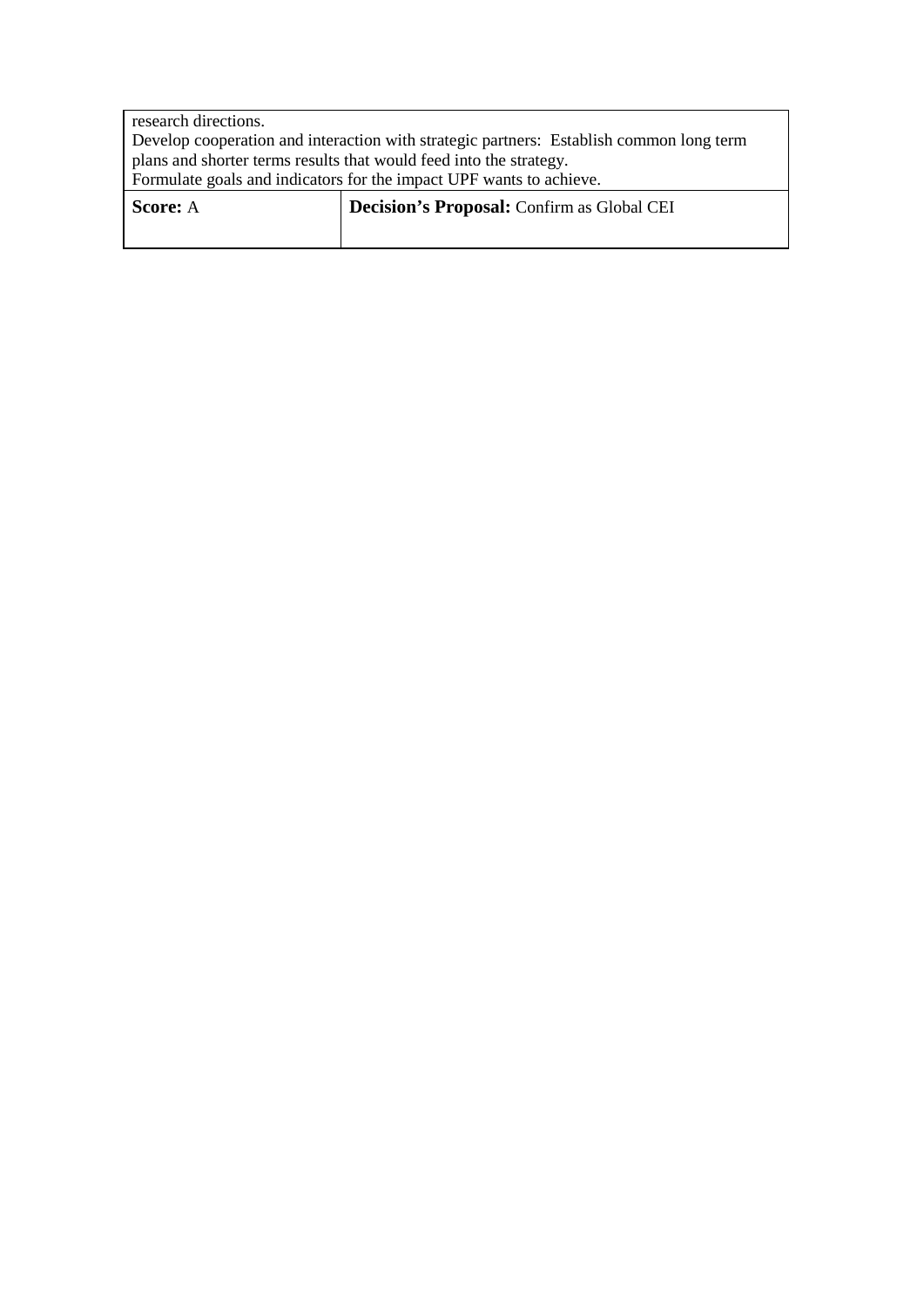| | |
|---|---|
| research directions.<br>Develop cooperation and interaction with strategic partners:  Establish common long term plans and shorter terms results that would feed into the strategy.<br>Formulate goals and indicators for the impact UPF wants to achieve. | |
| **Score:** A | **Decision's Proposal:** Confirm as Global CEI |